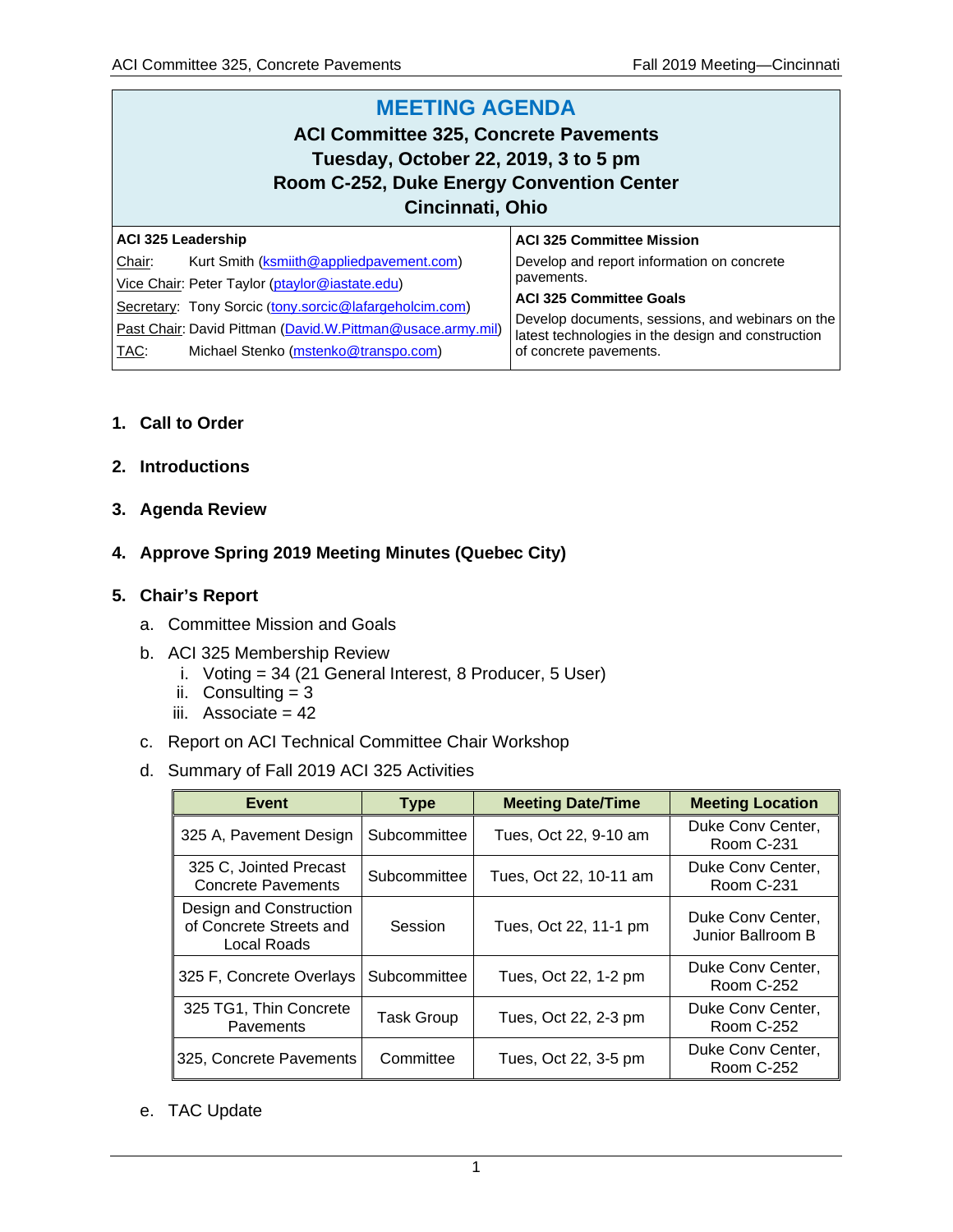# MEETING AGENDA

**ACI Committee 325, Concrete Pavements**
**Tuesday, October 22, 2019, 3 to 5 pm**
**Room C-252, Duke Energy Convention Center**
**Cincinnati, Ohio**

| ACI 325 Leadership | ACI 325 Committee Mission |
|---|---|
| Chair: Kurt Smith (ksmiith@appliedpavement.com) | Develop and report information on concrete pavements. |
| Vice Chair: Peter Taylor (ptaylor@iastate.edu) | **ACI 325 Committee Goals** |
| Secretary: Tony Sorcic (tony.sorcic@lafargeholcim.com) | Develop documents, sessions, and webinars on the latest technologies in the design and construction of concrete pavements. |
| Past Chair: David Pittman (David.W.Pittman@usace.army.mil) | |
| TAC: Michael Stenko (mstenko@transpo.com) | |

1. **Call to Order**

2. **Introductions**

3. **Agenda Review**

4. **Approve Spring 2019 Meeting Minutes (Quebec City)**

5. **Chair's Report**
   a. Committee Mission and Goals
   b. ACI 325 Membership Review
      i. Voting = 34 (21 General Interest, 8 Producer, 5 User)
      ii. Consulting = 3
      iii. Associate = 42
   c. Report on ACI Technical Committee Chair Workshop
   d. Summary of Fall 2019 ACI 325 Activities

| Event | Type | Meeting Date/Time | Meeting Location |
|---|---|---|---|
| 325 A, Pavement Design | Subcommittee | Tues, Oct 22, 9-10 am | Duke Conv Center, Room C-231 |
| 325 C, Jointed Precast Concrete Pavements | Subcommittee | Tues, Oct 22, 10-11 am | Duke Conv Center, Room C-231 |
| Design and Construction of Concrete Streets and Local Roads | Session | Tues, Oct 22, 11-1 pm | Duke Conv Center, Junior Ballroom B |
| 325 F, Concrete Overlays | Subcommittee | Tues, Oct 22, 1-2 pm | Duke Conv Center, Room C-252 |
| 325 TG1, Thin Concrete Pavements | Task Group | Tues, Oct 22, 2-3 pm | Duke Conv Center, Room C-252 |
| 325, Concrete Pavements | Committee | Tues, Oct 22, 3-5 pm | Duke Conv Center, Room C-252 |

   e. TAC Update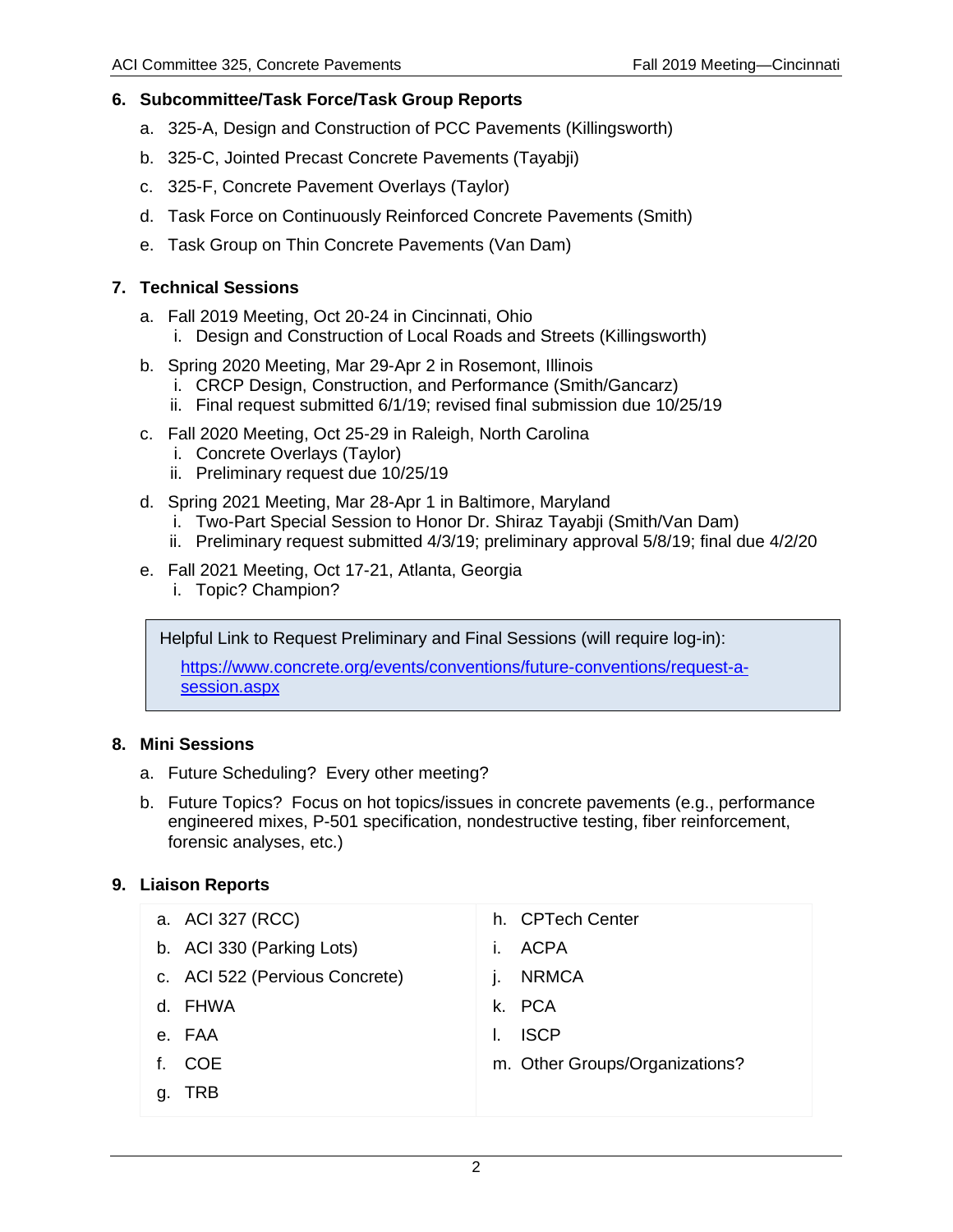## 6. Subcommittee/Task Force/Task Group Reports

a. 325-A, Design and Construction of PCC Pavements (Killingsworth)

b. 325-C, Jointed Precast Concrete Pavements (Tayabji)

c. 325-F, Concrete Pavement Overlays (Taylor)

d. Task Force on Continuously Reinforced Concrete Pavements (Smith)

e. Task Group on Thin Concrete Pavements (Van Dam)

## 7. Technical Sessions

a. Fall 2019 Meeting, Oct 20-24 in Cincinnati, Ohio
   i. Design and Construction of Local Roads and Streets (Killingsworth)

b. Spring 2020 Meeting, Mar 29-Apr 2 in Rosemont, Illinois
   i. CRCP Design, Construction, and Performance (Smith/Gancarz)
   ii. Final request submitted 6/1/19; revised final submission due 10/25/19

c. Fall 2020 Meeting, Oct 25-29 in Raleigh, North Carolina
   i. Concrete Overlays (Taylor)
   ii. Preliminary request due 10/25/19

d. Spring 2021 Meeting, Mar 28-Apr 1 in Baltimore, Maryland
   i. Two-Part Special Session to Honor Dr. Shiraz Tayabji (Smith/Van Dam)
   ii. Preliminary request submitted 4/3/19; preliminary approval 5/8/19; final due 4/2/20

e. Fall 2021 Meeting, Oct 17-21, Atlanta, Georgia
   i. Topic? Champion?

> Helpful Link to Request Preliminary and Final Sessions (will require log-in):
>
> https://www.concrete.org/events/conventions/future-conventions/request-a-session.aspx

## 8. Mini Sessions

a. Future Scheduling? Every other meeting?

b. Future Topics? Focus on hot topics/issues in concrete pavements (e.g., performance engineered mixes, P-501 specification, nondestructive testing, fiber reinforcement, forensic analyses, etc.)

## 9. Liaison Reports

a. ACI 327 (RCC)

b. ACI 330 (Parking Lots)

c. ACI 522 (Pervious Concrete)

d. FHWA

e. FAA

f. COE

g. TRB

h. CPTech Center

i. ACPA

j. NRMCA

k. PCA

l. ISCP

m. Other Groups/Organizations?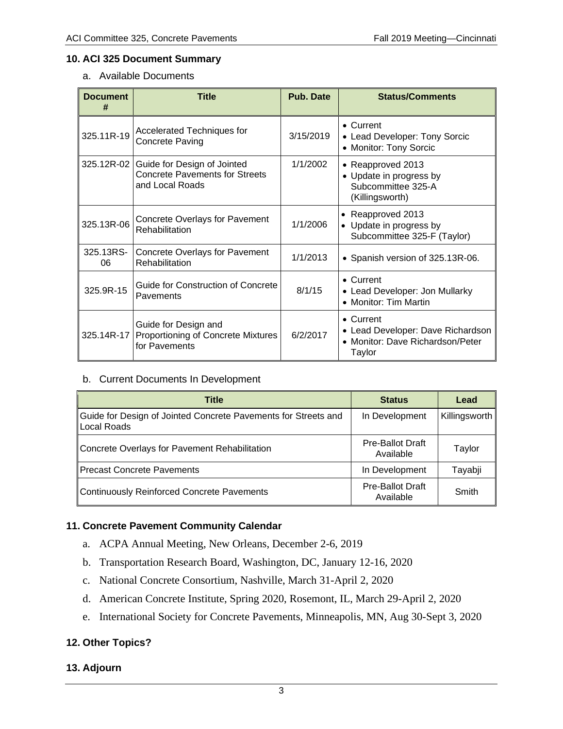## 10. ACI 325 Document Summary

a. Available Documents

| Document # | Title | Pub. Date | Status/Comments |
|---|---|---|---|
| 325.11R-19 | Accelerated Techniques for Concrete Paving | 3/15/2019 | • Current<br>• Lead Developer: Tony Sorcic<br>• Monitor: Tony Sorcic |
| 325.12R-02 | Guide for Design of Jointed Concrete Pavements for Streets and Local Roads | 1/1/2002 | • Reapproved 2013<br>• Update in progress by Subcommittee 325-A (Killingsworth) |
| 325.13R-06 | Concrete Overlays for Pavement Rehabilitation | 1/1/2006 | • Reapproved 2013<br>• Update in progress by Subcommittee 325-F (Taylor) |
| 325.13RS-06 | Concrete Overlays for Pavement Rehabilitation | 1/1/2013 | • Spanish version of 325.13R-06. |
| 325.9R-15 | Guide for Construction of Concrete Pavements | 8/1/15 | • Current<br>• Lead Developer: Jon Mullarky<br>• Monitor: Tim Martin |
| 325.14R-17 | Guide for Design and Proportioning of Concrete Mixtures for Pavements | 6/2/2017 | • Current<br>• Lead Developer: Dave Richardson<br>• Monitor: Dave Richardson/Peter Taylor |

b. Current Documents In Development

| Title | Status | Lead |
|---|---|---|
| Guide for Design of Jointed Concrete Pavements for Streets and Local Roads | In Development | Killingsworth |
| Concrete Overlays for Pavement Rehabilitation | Pre-Ballot Draft Available | Taylor |
| Precast Concrete Pavements | In Development | Tayabji |
| Continuously Reinforced Concrete Pavements | Pre-Ballot Draft Available | Smith |

## 11. Concrete Pavement Community Calendar

a. ACPA Annual Meeting, New Orleans, December 2-6, 2019

b. Transportation Research Board, Washington, DC, January 12-16, 2020

c. National Concrete Consortium, Nashville, March 31-April 2, 2020

d. American Concrete Institute, Spring 2020, Rosemont, IL, March 29-April 2, 2020

e. International Society for Concrete Pavements, Minneapolis, MN, Aug 30-Sept 3, 2020

## 12. Other Topics?

## 13. Adjourn